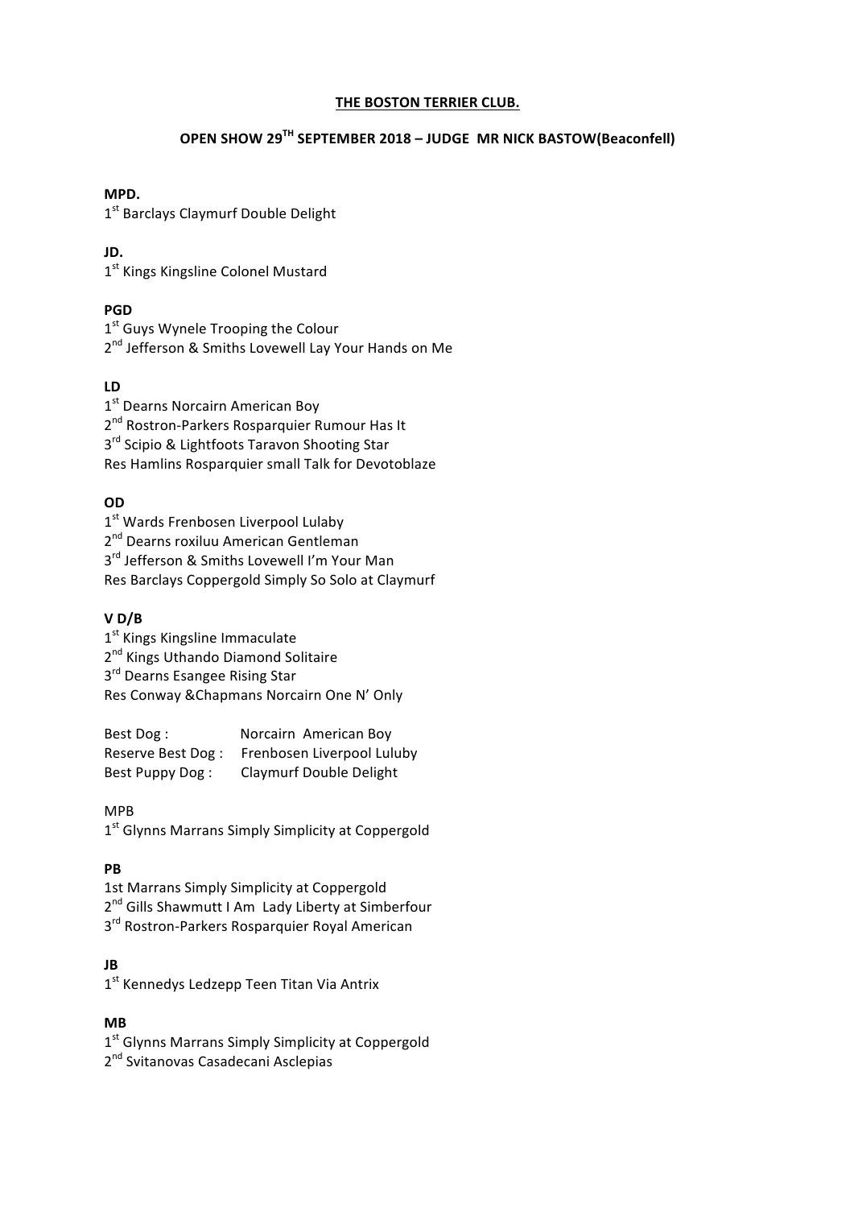**THE BOSTON TERRIER CLUB.**

**OPEN SHOW 29TH SEPTEMBER 2018 – JUDGE MR NICK BASTOW(Beaconfell)**

**MPD.**
1st Barclays Claymurf Double Delight

**JD.**
1st Kings Kingsline Colonel Mustard

**PGD**
1st Guys Wynele Trooping the Colour
2nd Jefferson & Smiths Lovewell Lay Your Hands on Me

**LD**
1st Dearns Norcairn American Boy
2nd Rostron-Parkers Rosparquier Rumour Has It
3rd Scipio & Lightfoots Taravon Shooting Star
Res Hamlins Rosparquier small Talk for Devotoblaze

**OD**
1st Wards Frenbosen Liverpool Lulaby
2nd Dearns roxiluu American Gentleman
3rd Jefferson & Smiths Lovewell I'm Your Man
Res Barclays Coppergold Simply So Solo at Claymurf

**V D/B**
1st Kings Kingsline Immaculate
2nd Kings Uthando Diamond Solitaire
3rd Dearns Esangee Rising Star
Res Conway &Chapmans Norcairn One N' Only

Best Dog : Norcairn American Boy
Reserve Best Dog : Frenbosen Liverpool Luluby
Best Puppy Dog : Claymurf Double Delight

MPB
1st Glynns Marrans Simply Simplicity at Coppergold

**PB**
1st Marrans Simply Simplicity at Coppergold
2nd Gills Shawmutt I Am Lady Liberty at Simberfour
3rd Rostron-Parkers Rosparquier Royal American

**JB**
1st Kennedys Ledzepp Teen Titan Via Antrix

**MB**
1st Glynns Marrans Simply Simplicity at Coppergold
2nd Svitanovas Casadecani Asclepias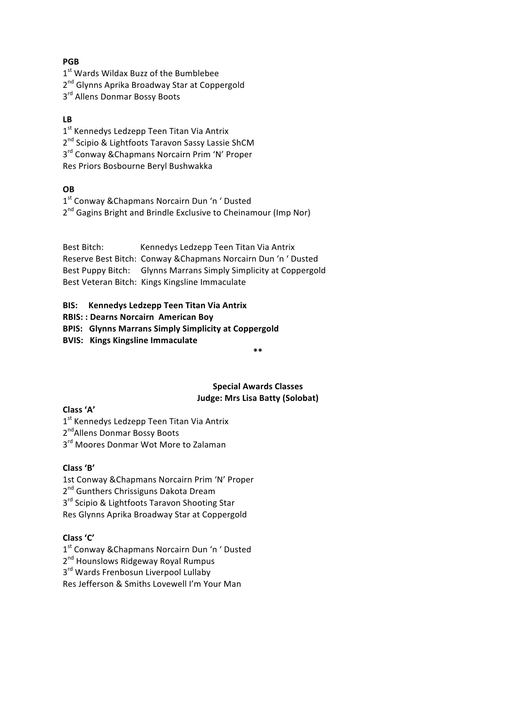**PGB**

1st Wards Wildax Buzz of the Bumblebee
2nd Glynns Aprika Broadway Star at Coppergold
3rd Allens Donmar Bossy Boots

**LB**

1st Kennedys Ledzepp Teen Titan Via Antrix
2nd Scipio & Lightfoots Taravon Sassy Lassie ShCM
3rd Conway &Chapmans Norcairn Prim 'N' Proper
Res Priors Bosbourne Beryl Bushwakka

**OB**

1st Conway &Chapmans Norcairn Dun 'n ' Dusted
2nd Gagins Bright and Brindle Exclusive to Cheinamour (Imp Nor)

Best Bitch: Kennedys Ledzepp Teen Titan Via Antrix
Reserve Best Bitch: Conway &Chapmans Norcairn Dun 'n ' Dusted
Best Puppy Bitch: Glynns Marrans Simply Simplicity at Coppergold
Best Veteran Bitch: Kings Kingsline Immaculate

**BIS: Kennedys Ledzepp Teen Titan Via Antrix**
**RBIS: : Dearns Norcairn American Boy**
**BPIS: Glynns Marrans Simply Simplicity at Coppergold**
**BVIS: Kings Kingsline Immaculate**

**

**Special Awards Classes**
**Judge: Mrs Lisa Batty (Solobat)**

**Class 'A'**

1st Kennedys Ledzepp Teen Titan Via Antrix
2nd Allens Donmar Bossy Boots
3rd Moores Donmar Wot More to Zalaman

**Class 'B'**

1st Conway &Chapmans Norcairn Prim 'N' Proper
2nd Gunthers Chrissiguns Dakota Dream
3rd Scipio & Lightfoots Taravon Shooting Star
Res Glynns Aprika Broadway Star at Coppergold

**Class 'C'**

1st Conway &Chapmans Norcairn Dun 'n ' Dusted
2nd Hounslows Ridgeway Royal Rumpus
3rd Wards Frenbosun Liverpool Lullaby
Res Jefferson & Smiths Lovewell I'm Your Man